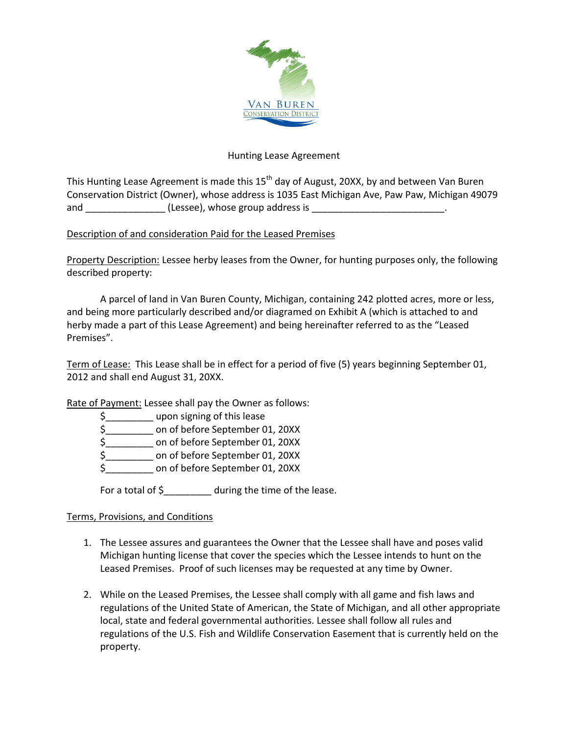VAN BUREN
CONSERVATION DISTRICT

# Hunting Lease Agreement

This Hunting Lease Agreement is made this 15th day of August, 20XX, by and between Van Buren Conservation District (Owner), whose address is 1035 East Michigan Ave, Paw Paw, Michigan 49079 and _______________ (Lessee), whose group address is _________________________.

## Description of and consideration Paid for the Leased Premises

Property Description: Lessee herby leases from the Owner, for hunting purposes only, the following described property:

A parcel of land in Van Buren County, Michigan, containing 242 plotted acres, more or less, and being more particularly described and/or diagramed on Exhibit A (which is attached to and herby made a part of this Lease Agreement) and being hereinafter referred to as the "Leased Premises".

Term of Lease: This Lease shall be in effect for a period of five (5) years beginning September 01, 2012 and shall end August 31, 20XX.

Rate of Payment: Lessee shall pay the Owner as follows:

- $_________ upon signing of this lease
- $_________ on of before September 01, 20XX
- $_________ on of before September 01, 20XX
- $_________ on of before September 01, 20XX
- $_________ on of before September 01, 20XX

For a total of $_________ during the time of the lease.

## Terms, Provisions, and Conditions

1. The Lessee assures and guarantees the Owner that the Lessee shall have and poses valid Michigan hunting license that cover the species which the Lessee intends to hunt on the Leased Premises. Proof of such licenses may be requested at any time by Owner.

2. While on the Leased Premises, the Lessee shall comply with all game and fish laws and regulations of the United State of American, the State of Michigan, and all other appropriate local, state and federal governmental authorities. Lessee shall follow all rules and regulations of the U.S. Fish and Wildlife Conservation Easement that is currently held on the property.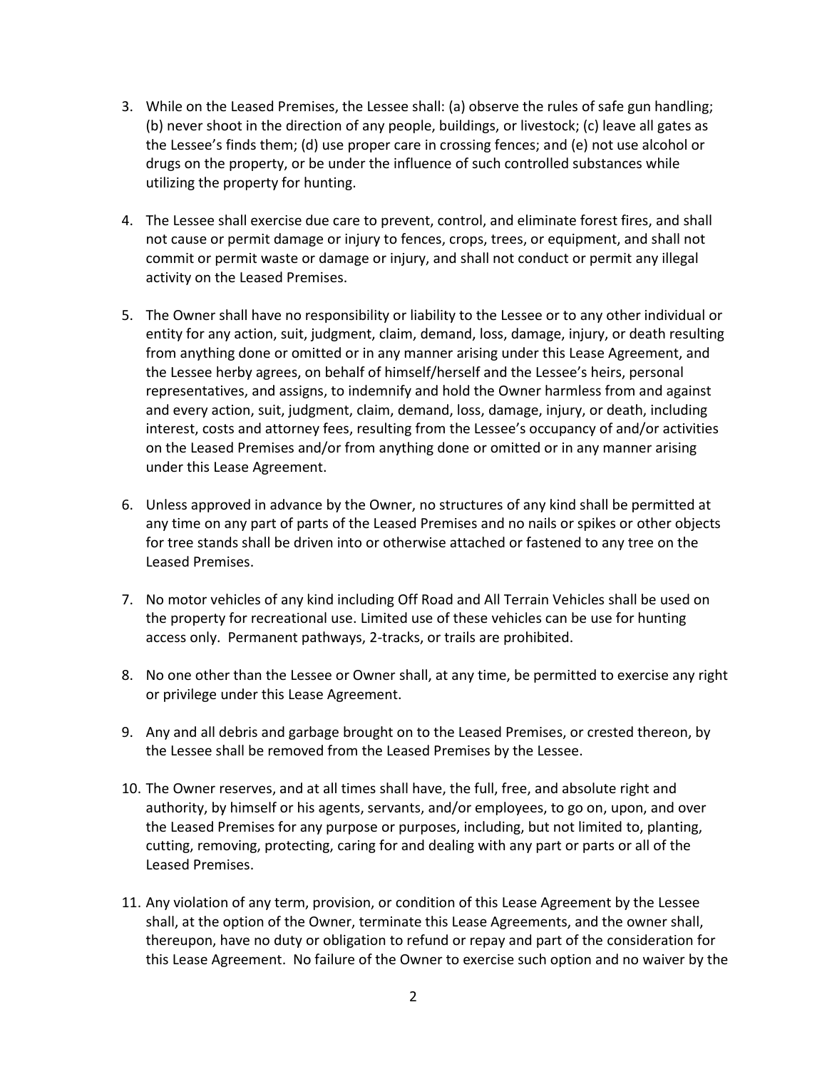3. While on the Leased Premises, the Lessee shall: (a) observe the rules of safe gun handling; (b) never shoot in the direction of any people, buildings, or livestock; (c) leave all gates as the Lessee's finds them; (d) use proper care in crossing fences; and (e) not use alcohol or drugs on the property, or be under the influence of such controlled substances while utilizing the property for hunting.

4. The Lessee shall exercise due care to prevent, control, and eliminate forest fires, and shall not cause or permit damage or injury to fences, crops, trees, or equipment, and shall not commit or permit waste or damage or injury, and shall not conduct or permit any illegal activity on the Leased Premises.

5. The Owner shall have no responsibility or liability to the Lessee or to any other individual or entity for any action, suit, judgment, claim, demand, loss, damage, injury, or death resulting from anything done or omitted or in any manner arising under this Lease Agreement, and the Lessee herby agrees, on behalf of himself/herself and the Lessee's heirs, personal representatives, and assigns, to indemnify and hold the Owner harmless from and against and every action, suit, judgment, claim, demand, loss, damage, injury, or death, including interest, costs and attorney fees, resulting from the Lessee's occupancy of and/or activities on the Leased Premises and/or from anything done or omitted or in any manner arising under this Lease Agreement.

6. Unless approved in advance by the Owner, no structures of any kind shall be permitted at any time on any part of parts of the Leased Premises and no nails or spikes or other objects for tree stands shall be driven into or otherwise attached or fastened to any tree on the Leased Premises.

7. No motor vehicles of any kind including Off Road and All Terrain Vehicles shall be used on the property for recreational use. Limited use of these vehicles can be use for hunting access only. Permanent pathways, 2-tracks, or trails are prohibited.

8. No one other than the Lessee or Owner shall, at any time, be permitted to exercise any right or privilege under this Lease Agreement.

9. Any and all debris and garbage brought on to the Leased Premises, or crested thereon, by the Lessee shall be removed from the Leased Premises by the Lessee.

10. The Owner reserves, and at all times shall have, the full, free, and absolute right and authority, by himself or his agents, servants, and/or employees, to go on, upon, and over the Leased Premises for any purpose or purposes, including, but not limited to, planting, cutting, removing, protecting, caring for and dealing with any part or parts or all of the Leased Premises.

11. Any violation of any term, provision, or condition of this Lease Agreement by the Lessee shall, at the option of the Owner, terminate this Lease Agreements, and the owner shall, thereupon, have no duty or obligation to refund or repay and part of the consideration for this Lease Agreement. No failure of the Owner to exercise such option and no waiver by the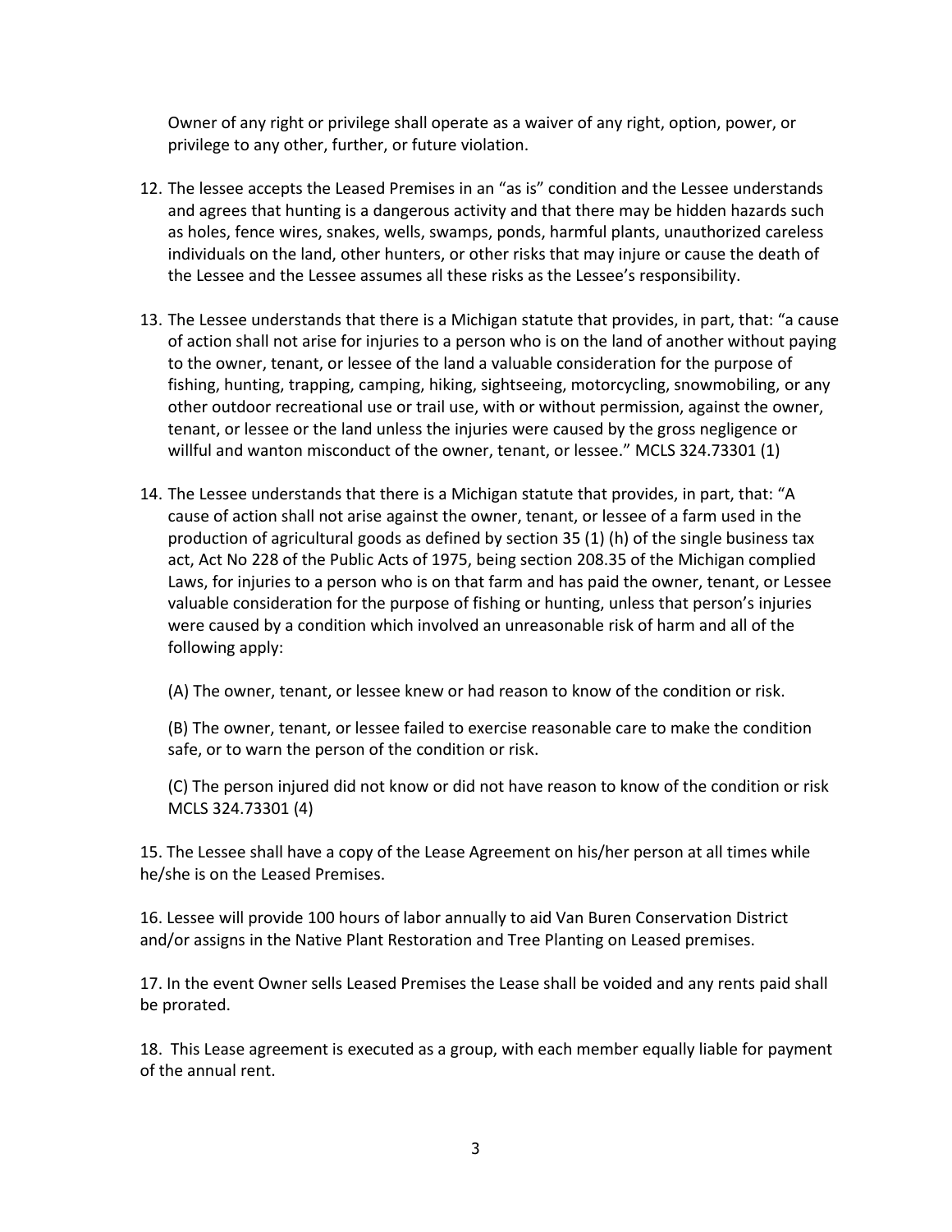Owner of any right or privilege shall operate as a waiver of any right, option, power, or privilege to any other, further, or future violation.

12. The lessee accepts the Leased Premises in an "as is" condition and the Lessee understands and agrees that hunting is a dangerous activity and that there may be hidden hazards such as holes, fence wires, snakes, wells, swamps, ponds, harmful plants, unauthorized careless individuals on the land, other hunters, or other risks that may injure or cause the death of the Lessee and the Lessee assumes all these risks as the Lessee's responsibility.

13. The Lessee understands that there is a Michigan statute that provides, in part, that: "a cause of action shall not arise for injuries to a person who is on the land of another without paying to the owner, tenant, or lessee of the land a valuable consideration for the purpose of fishing, hunting, trapping, camping, hiking, sightseeing, motorcycling, snowmobiling, or any other outdoor recreational use or trail use, with or without permission, against the owner, tenant, or lessee or the land unless the injuries were caused by the gross negligence or willful and wanton misconduct of the owner, tenant, or lessee." MCLS 324.73301 (1)

14. The Lessee understands that there is a Michigan statute that provides, in part, that: "A cause of action shall not arise against the owner, tenant, or lessee of a farm used in the production of agricultural goods as defined by section 35 (1) (h) of the single business tax act, Act No 228 of the Public Acts of 1975, being section 208.35 of the Michigan complied Laws, for injuries to a person who is on that farm and has paid the owner, tenant, or Lessee valuable consideration for the purpose of fishing or hunting, unless that person's injuries were caused by a condition which involved an unreasonable risk of harm and all of the following apply:

    (A) The owner, tenant, or lessee knew or had reason to know of the condition or risk.

    (B) The owner, tenant, or lessee failed to exercise reasonable care to make the condition safe, or to warn the person of the condition or risk.

    (C) The person injured did not know or did not have reason to know of the condition or risk MCLS 324.73301 (4)

15. The Lessee shall have a copy of the Lease Agreement on his/her person at all times while he/she is on the Leased Premises.

16. Lessee will provide 100 hours of labor annually to aid Van Buren Conservation District and/or assigns in the Native Plant Restoration and Tree Planting on Leased premises.

17. In the event Owner sells Leased Premises the Lease shall be voided and any rents paid shall be prorated.

18. This Lease agreement is executed as a group, with each member equally liable for payment of the annual rent.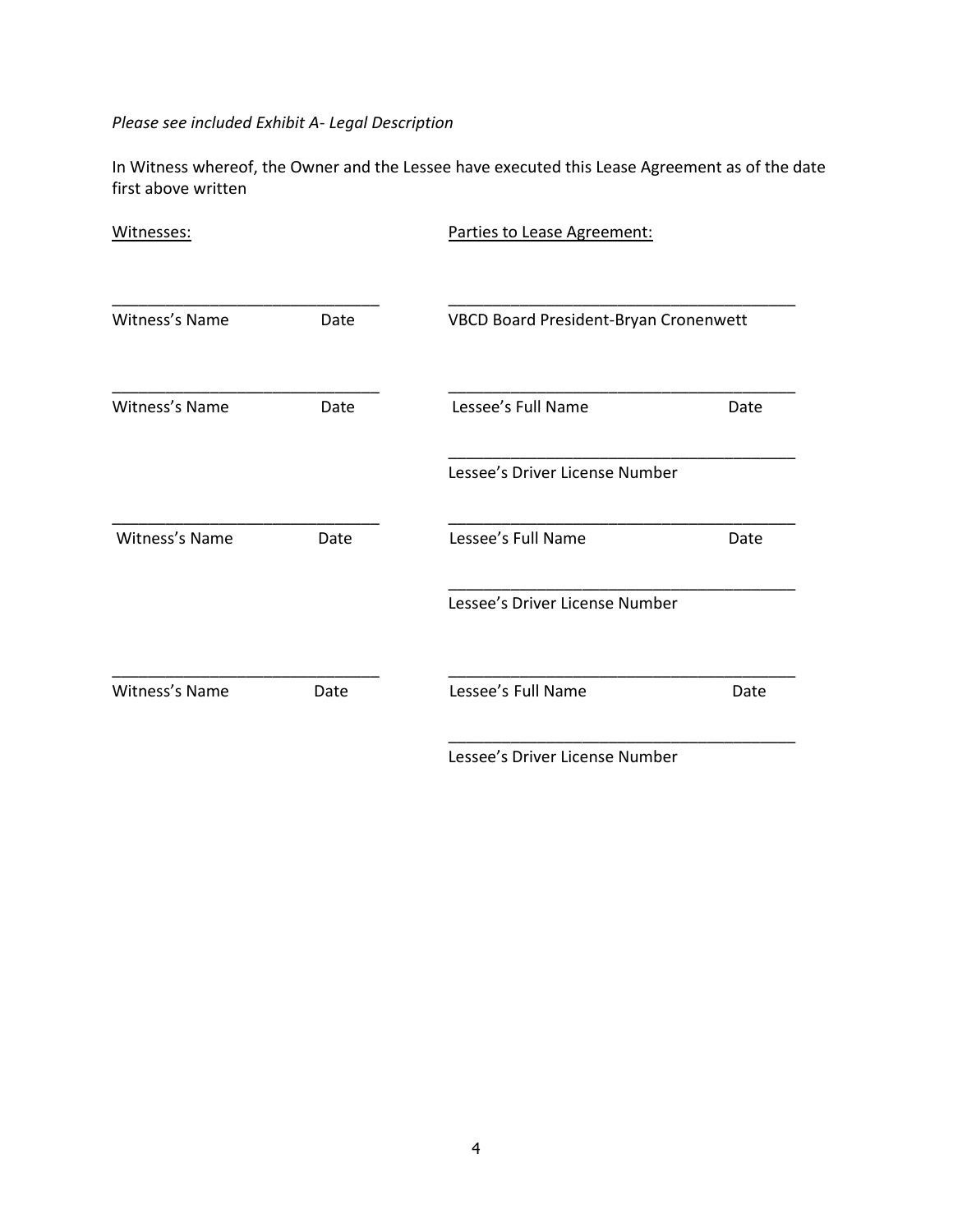*Please see included Exhibit A- Legal Description*

In Witness whereof, the Owner and the Lessee have executed this Lease Agreement as of the date first above written

| Witnesses: | | Parties to Lease Agreement: | |
|---|---|---|---|
| Witness's Name | Date | VBCD Board President-Bryan Cronenwett | |
| Witness's Name | Date | Lessee's Full Name | Date |
| | | Lessee's Driver License Number | |
| Witness's Name | Date | Lessee's Full Name | Date |
| | | Lessee's Driver License Number | |
| Witness's Name | Date | Lessee's Full Name | Date |
| | | Lessee's Driver License Number | |